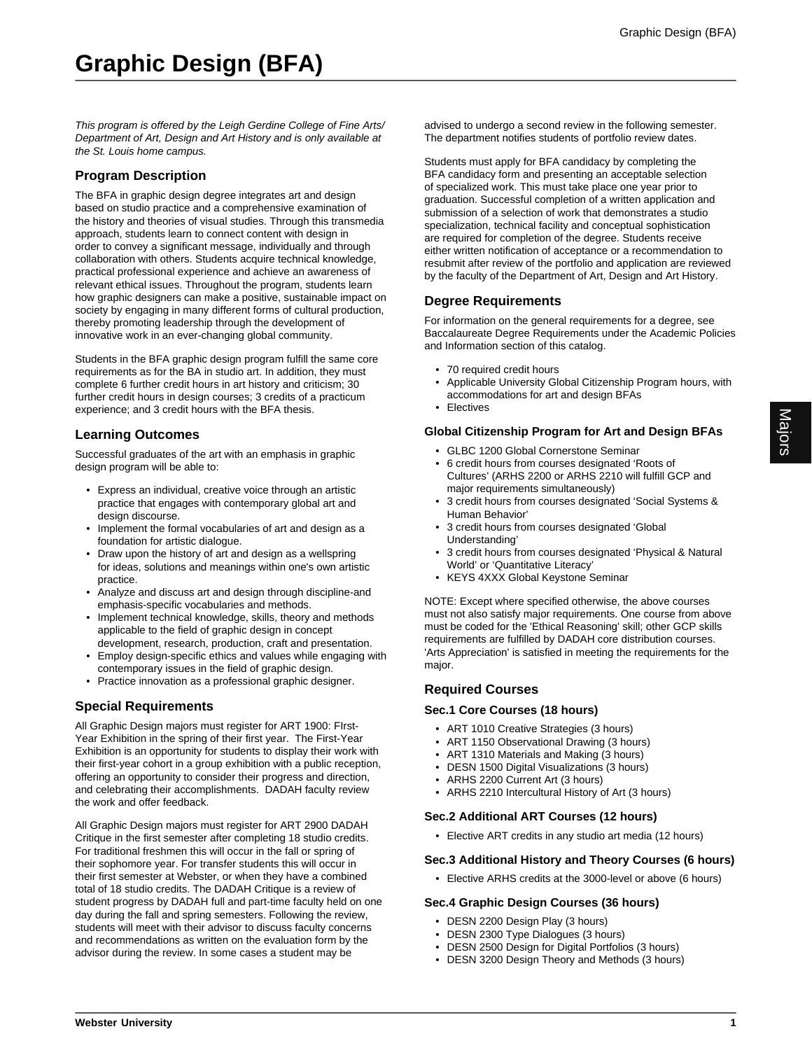# Graphic Design (BFA)

*This program is offered by the Leigh Gerdine College of Fine Arts/ Department of Art, Design and Art History and is only available at the St. Louis home campus.*

## Program Description

The BFA in graphic design degree integrates art and design based on studio practice and a comprehensive examination of the history and theories of visual studies. Through this transmedia approach, students learn to connect content with design in order to convey a significant message, individually and through collaboration with others. Students acquire technical knowledge, practical professional experience and achieve an awareness of relevant ethical issues. Throughout the program, students learn how graphic designers can make a positive, sustainable impact on society by engaging in many different forms of cultural production, thereby promoting leadership through the development of innovative work in an ever-changing global community.

Students in the BFA graphic design program fulfill the same core requirements as for the BA in studio art. In addition, they must complete 6 further credit hours in art history and criticism; 30 further credit hours in design courses; 3 credits of a practicum experience; and 3 credit hours with the BFA thesis.

## Learning Outcomes

Successful graduates of the art with an emphasis in graphic design program will be able to:

- Express an individual, creative voice through an artistic practice that engages with contemporary global art and design discourse.
- Implement the formal vocabularies of art and design as a foundation for artistic dialogue.
- Draw upon the history of art and design as a wellspring for ideas, solutions and meanings within one's own artistic practice.
- Analyze and discuss art and design through discipline-and emphasis-specific vocabularies and methods.
- Implement technical knowledge, skills, theory and methods applicable to the field of graphic design in concept development, research, production, craft and presentation.
- Employ design-specific ethics and values while engaging with contemporary issues in the field of graphic design.
- Practice innovation as a professional graphic designer.

## Special Requirements

All Graphic Design majors must register for ART 1900: FIrst-Year Exhibition in the spring of their first year. The First-Year Exhibition is an opportunity for students to display their work with their first-year cohort in a group exhibition with a public reception, offering an opportunity to consider their progress and direction, and celebrating their accomplishments. DADAH faculty review the work and offer feedback.

All Graphic Design majors must register for ART 2900 DADAH Critique in the first semester after completing 18 studio credits. For traditional freshmen this will occur in the fall or spring of their sophomore year. For transfer students this will occur in their first semester at Webster, or when they have a combined total of 18 studio credits. The DADAH Critique is a review of student progress by DADAH full and part-time faculty held on one day during the fall and spring semesters. Following the review, students will meet with their advisor to discuss faculty concerns and recommendations as written on the evaluation form by the advisor during the review. In some cases a student may be advised to undergo a second review in the following semester. The department notifies students of portfolio review dates.

Students must apply for BFA candidacy by completing the BFA candidacy form and presenting an acceptable selection of specialized work. This must take place one year prior to graduation. Successful completion of a written application and submission of a selection of work that demonstrates a studio specialization, technical facility and conceptual sophistication are required for completion of the degree. Students receive either written notification of acceptance or a recommendation to resubmit after review of the portfolio and application are reviewed by the faculty of the Department of Art, Design and Art History.

## Degree Requirements

For information on the general requirements for a degree, see Baccalaureate Degree Requirements under the Academic Policies and Information section of this catalog.

- 70 required credit hours
- Applicable University Global Citizenship Program hours, with accommodations for art and design BFAs
- Electives

### Global Citizenship Program for Art and Design BFAs

- GLBC 1200 Global Cornerstone Seminar
- 6 credit hours from courses designated 'Roots of Cultures' (ARHS 2200 or ARHS 2210 will fulfill GCP and major requirements simultaneously)
- 3 credit hours from courses designated 'Social Systems & Human Behavior'
- 3 credit hours from courses designated 'Global Understanding'
- 3 credit hours from courses designated 'Physical & Natural World' or 'Quantitative Literacy'
- KEYS 4XXX Global Keystone Seminar

NOTE: Except where specified otherwise, the above courses must not also satisfy major requirements. One course from above must be coded for the 'Ethical Reasoning' skill; other GCP skills requirements are fulfilled by DADAH core distribution courses. 'Arts Appreciation' is satisfied in meeting the requirements for the major.

## Required Courses

### Sec.1 Core Courses (18 hours)

- ART 1010 Creative Strategies (3 hours)
- ART 1150 Observational Drawing (3 hours)
- ART 1310 Materials and Making (3 hours)
- DESN 1500 Digital Visualizations (3 hours)
- ARHS 2200 Current Art (3 hours)
- ARHS 2210 Intercultural History of Art (3 hours)

### Sec.2 Additional ART Courses (12 hours)

- Elective ART credits in any studio art media (12 hours)

### Sec.3 Additional History and Theory Courses (6 hours)

- Elective ARHS credits at the 3000-level or above (6 hours)

### Sec.4 Graphic Design Courses (36 hours)

- DESN 2200 Design Play (3 hours)
- DESN 2300 Type Dialogues (3 hours)
- DESN 2500 Design for Digital Portfolios (3 hours)
- DESN 3200 Design Theory and Methods (3 hours)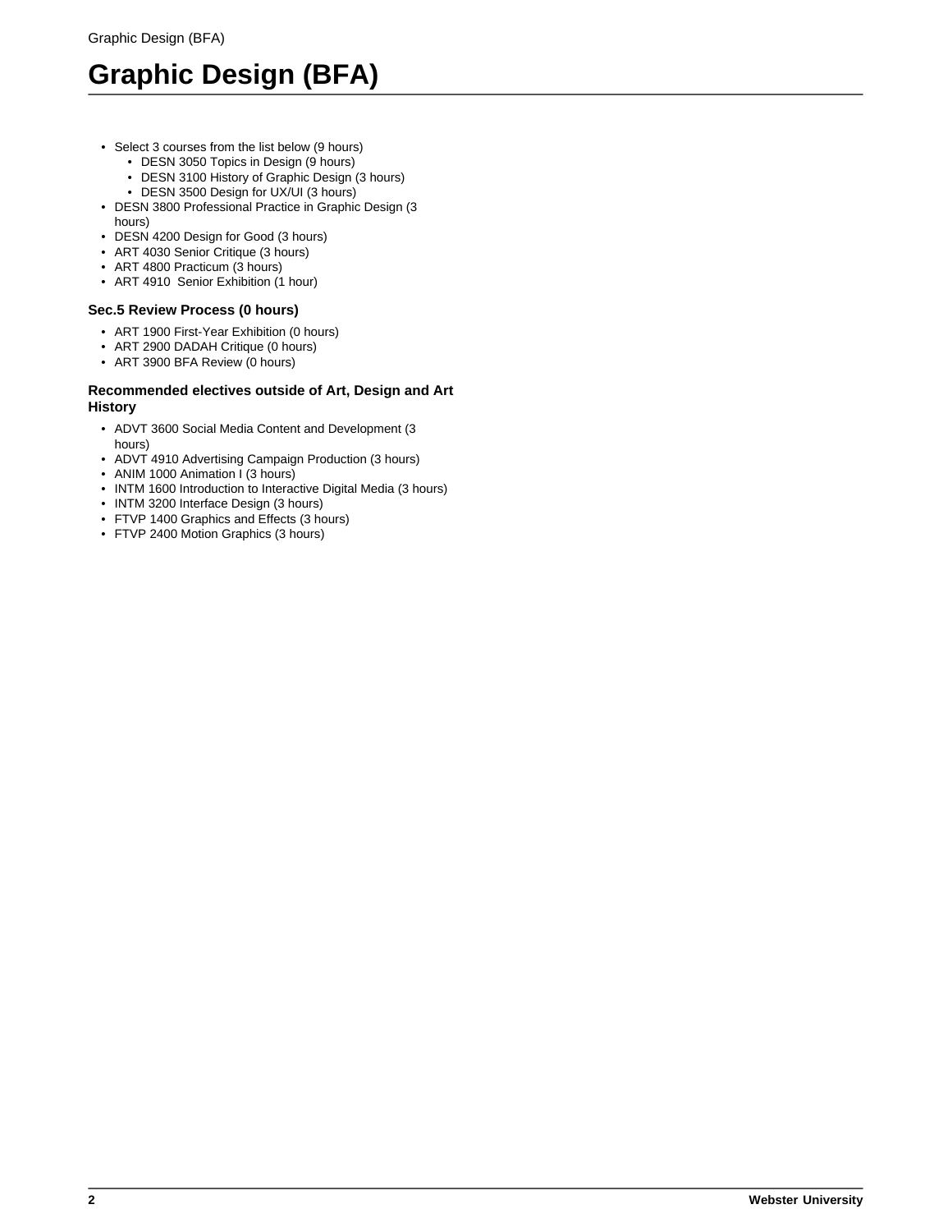# Graphic Design (BFA)

- Select 3 courses from the list below (9 hours)
  - DESN 3050 Topics in Design (9 hours)
  - DESN 3100 History of Graphic Design (3 hours)
  - DESN 3500 Design for UX/UI (3 hours)
- DESN 3800 Professional Practice in Graphic Design (3 hours)
- DESN 4200 Design for Good (3 hours)
- ART 4030 Senior Critique (3 hours)
- ART 4800 Practicum (3 hours)
- ART 4910 Senior Exhibition (1 hour)

### Sec.5 Review Process (0 hours)

- ART 1900 First-Year Exhibition (0 hours)
- ART 2900 DADAH Critique (0 hours)
- ART 3900 BFA Review (0 hours)

### Recommended electives outside of Art, Design and Art History

- ADVT 3600 Social Media Content and Development (3 hours)
- ADVT 4910 Advertising Campaign Production (3 hours)
- ANIM 1000 Animation I (3 hours)
- INTM 1600 Introduction to Interactive Digital Media (3 hours)
- INTM 3200 Interface Design (3 hours)
- FTVP 1400 Graphics and Effects (3 hours)
- FTVP 2400 Motion Graphics (3 hours)